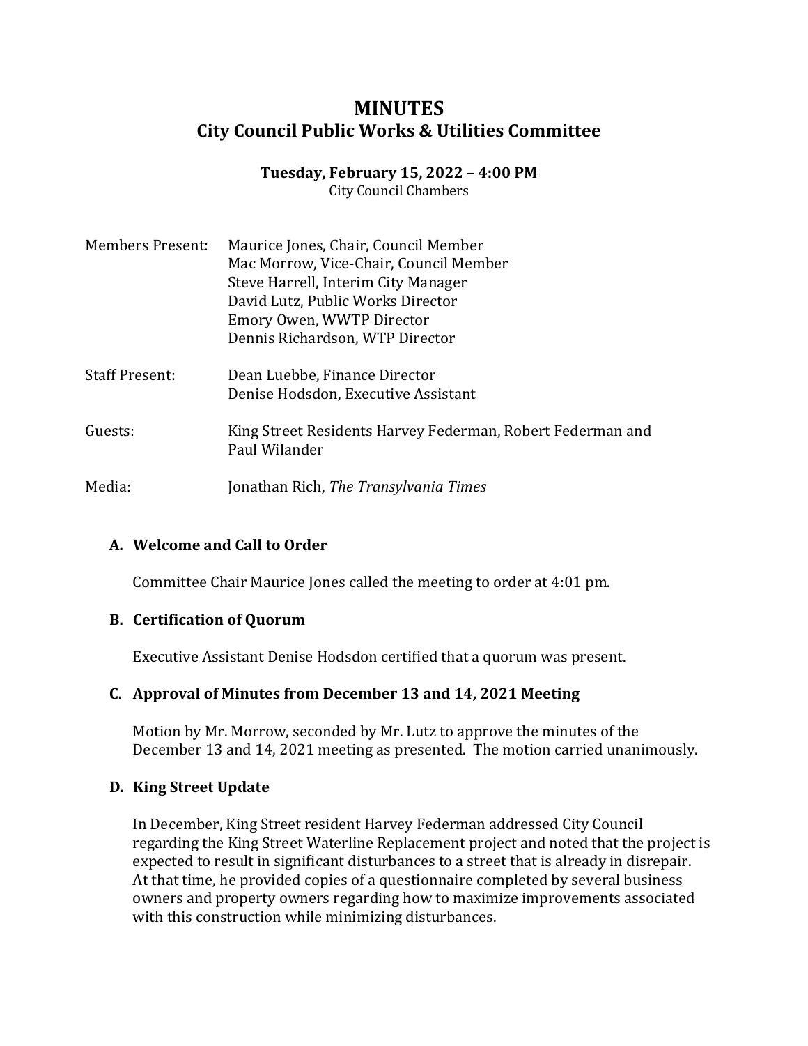# MINUTES

## City Council Public Works & Utilities Committee

**Tuesday, February 15, 2022 – 4:00 PM**
City Council Chambers

| | |
|---|---|
| Members Present: | Maurice Jones, Chair, Council Member<br>Mac Morrow, Vice-Chair, Council Member<br>Steve Harrell, Interim City Manager<br>David Lutz, Public Works Director<br>Emory Owen, WWTP Director<br>Dennis Richardson, WTP Director |
| Staff Present: | Dean Luebbe, Finance Director<br>Denise Hodsdon, Executive Assistant |
| Guests: | King Street Residents Harvey Federman, Robert Federman and Paul Wilander |
| Media: | Jonathan Rich, *The Transylvania Times* |

### A. Welcome and Call to Order

Committee Chair Maurice Jones called the meeting to order at 4:01 pm.

### B. Certification of Quorum

Executive Assistant Denise Hodsdon certified that a quorum was present.

### C. Approval of Minutes from December 13 and 14, 2021 Meeting

Motion by Mr. Morrow, seconded by Mr. Lutz to approve the minutes of the December 13 and 14, 2021 meeting as presented. The motion carried unanimously.

### D. King Street Update

In December, King Street resident Harvey Federman addressed City Council regarding the King Street Waterline Replacement project and noted that the project is expected to result in significant disturbances to a street that is already in disrepair. At that time, he provided copies of a questionnaire completed by several business owners and property owners regarding how to maximize improvements associated with this construction while minimizing disturbances.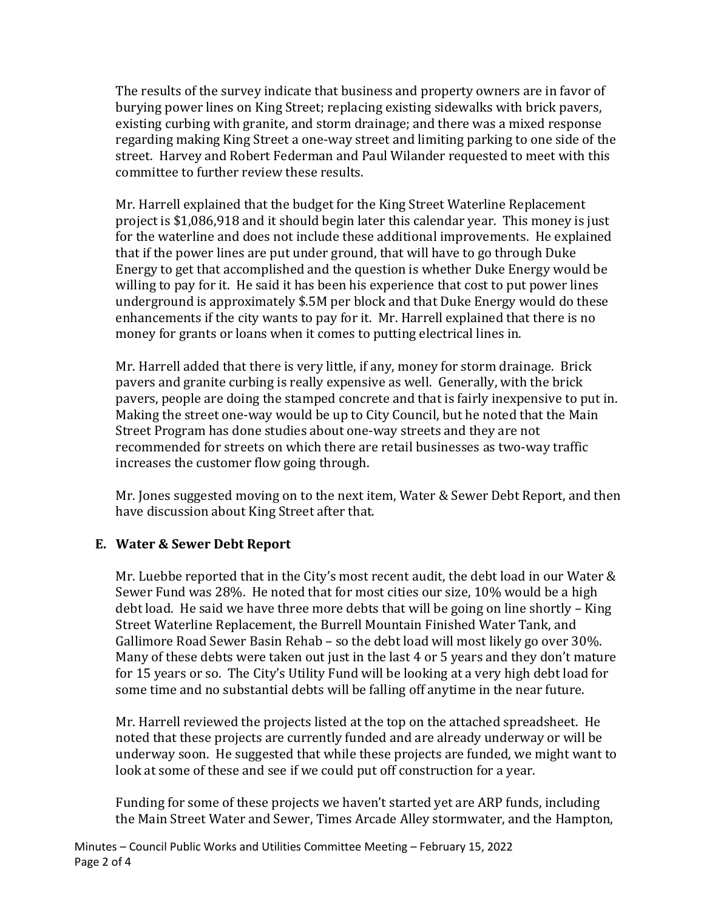The results of the survey indicate that business and property owners are in favor of burying power lines on King Street; replacing existing sidewalks with brick pavers, existing curbing with granite, and storm drainage; and there was a mixed response regarding making King Street a one-way street and limiting parking to one side of the street. Harvey and Robert Federman and Paul Wilander requested to meet with this committee to further review these results.

Mr. Harrell explained that the budget for the King Street Waterline Replacement project is $1,086,918 and it should begin later this calendar year. This money is just for the waterline and does not include these additional improvements. He explained that if the power lines are put under ground, that will have to go through Duke Energy to get that accomplished and the question is whether Duke Energy would be willing to pay for it. He said it has been his experience that cost to put power lines underground is approximately $.5M per block and that Duke Energy would do these enhancements if the city wants to pay for it. Mr. Harrell explained that there is no money for grants or loans when it comes to putting electrical lines in.

Mr. Harrell added that there is very little, if any, money for storm drainage. Brick pavers and granite curbing is really expensive as well. Generally, with the brick pavers, people are doing the stamped concrete and that is fairly inexpensive to put in. Making the street one-way would be up to City Council, but he noted that the Main Street Program has done studies about one-way streets and they are not recommended for streets on which there are retail businesses as two-way traffic increases the customer flow going through.

Mr. Jones suggested moving on to the next item, Water & Sewer Debt Report, and then have discussion about King Street after that.

**E. Water & Sewer Debt Report**

Mr. Luebbe reported that in the City's most recent audit, the debt load in our Water & Sewer Fund was 28%. He noted that for most cities our size, 10% would be a high debt load. He said we have three more debts that will be going on line shortly – King Street Waterline Replacement, the Burrell Mountain Finished Water Tank, and Gallimore Road Sewer Basin Rehab – so the debt load will most likely go over 30%. Many of these debts were taken out just in the last 4 or 5 years and they don't mature for 15 years or so. The City's Utility Fund will be looking at a very high debt load for some time and no substantial debts will be falling off anytime in the near future.

Mr. Harrell reviewed the projects listed at the top on the attached spreadsheet. He noted that these projects are currently funded and are already underway or will be underway soon. He suggested that while these projects are funded, we might want to look at some of these and see if we could put off construction for a year.

Funding for some of these projects we haven't started yet are ARP funds, including the Main Street Water and Sewer, Times Arcade Alley stormwater, and the Hampton,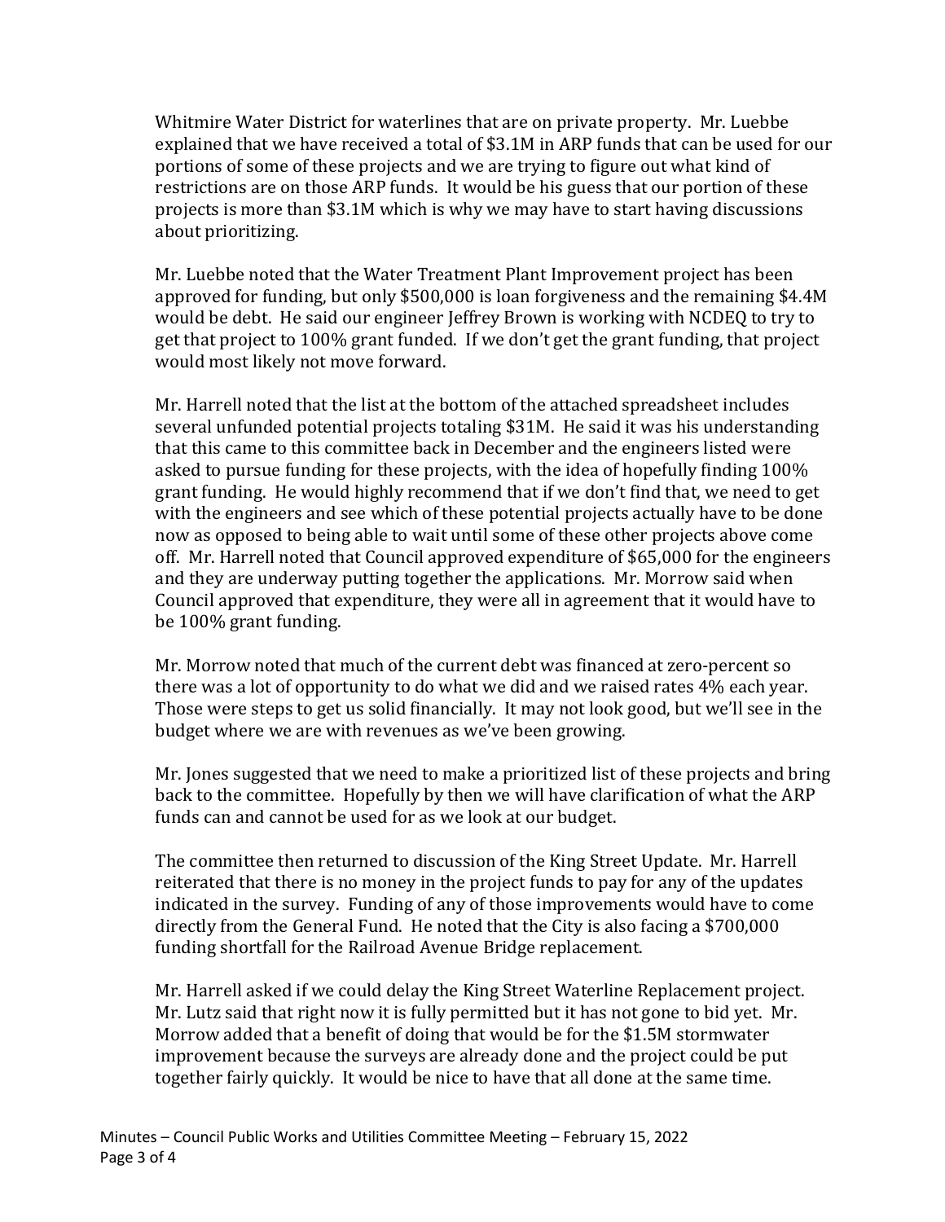Whitmire Water District for waterlines that are on private property. Mr. Luebbe explained that we have received a total of $3.1M in ARP funds that can be used for our portions of some of these projects and we are trying to figure out what kind of restrictions are on those ARP funds. It would be his guess that our portion of these projects is more than $3.1M which is why we may have to start having discussions about prioritizing.

Mr. Luebbe noted that the Water Treatment Plant Improvement project has been approved for funding, but only $500,000 is loan forgiveness and the remaining $4.4M would be debt. He said our engineer Jeffrey Brown is working with NCDEQ to try to get that project to 100% grant funded. If we don't get the grant funding, that project would most likely not move forward.

Mr. Harrell noted that the list at the bottom of the attached spreadsheet includes several unfunded potential projects totaling $31M. He said it was his understanding that this came to this committee back in December and the engineers listed were asked to pursue funding for these projects, with the idea of hopefully finding 100% grant funding. He would highly recommend that if we don't find that, we need to get with the engineers and see which of these potential projects actually have to be done now as opposed to being able to wait until some of these other projects above come off. Mr. Harrell noted that Council approved expenditure of $65,000 for the engineers and they are underway putting together the applications. Mr. Morrow said when Council approved that expenditure, they were all in agreement that it would have to be 100% grant funding.

Mr. Morrow noted that much of the current debt was financed at zero-percent so there was a lot of opportunity to do what we did and we raised rates 4% each year. Those were steps to get us solid financially. It may not look good, but we'll see in the budget where we are with revenues as we've been growing.

Mr. Jones suggested that we need to make a prioritized list of these projects and bring back to the committee. Hopefully by then we will have clarification of what the ARP funds can and cannot be used for as we look at our budget.

The committee then returned to discussion of the King Street Update. Mr. Harrell reiterated that there is no money in the project funds to pay for any of the updates indicated in the survey. Funding of any of those improvements would have to come directly from the General Fund. He noted that the City is also facing a $700,000 funding shortfall for the Railroad Avenue Bridge replacement.

Mr. Harrell asked if we could delay the King Street Waterline Replacement project. Mr. Lutz said that right now it is fully permitted but it has not gone to bid yet. Mr. Morrow added that a benefit of doing that would be for the $1.5M stormwater improvement because the surveys are already done and the project could be put together fairly quickly. It would be nice to have that all done at the same time.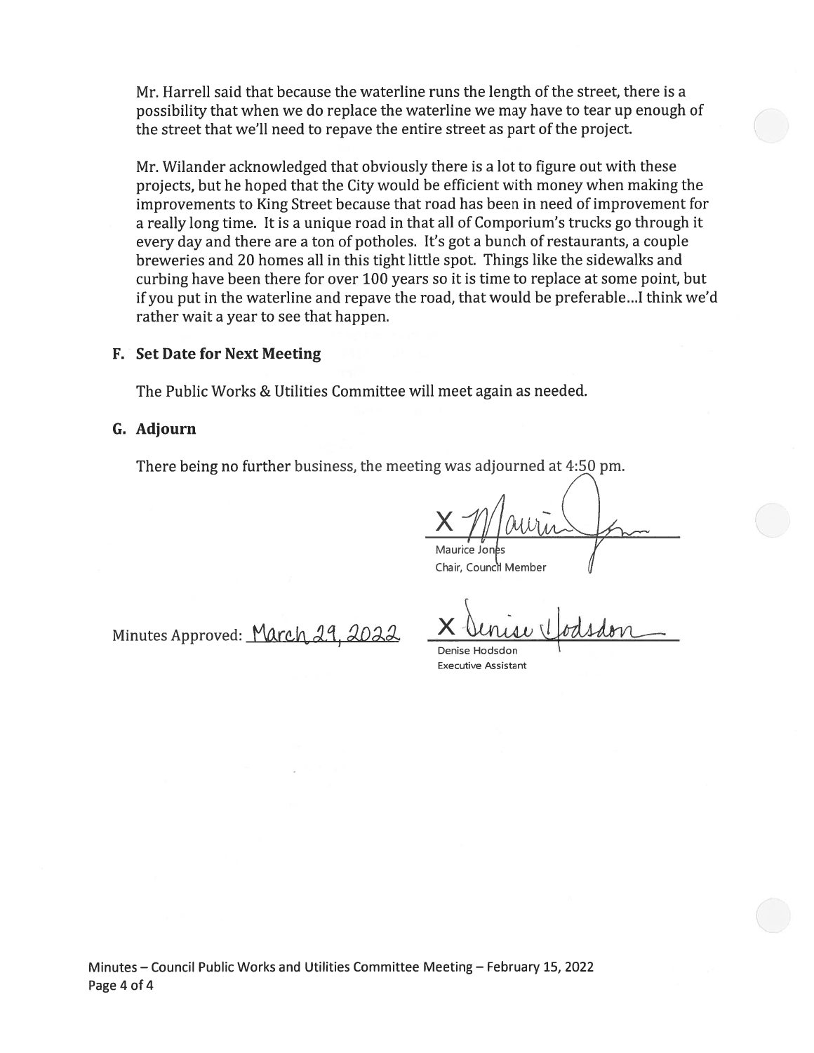Mr. Harrell said that because the waterline runs the length of the street, there is a possibility that when we do replace the waterline we may have to tear up enough of the street that we'll need to repave the entire street as part of the project.

Mr. Wilander acknowledged that obviously there is a lot to figure out with these projects, but he hoped that the City would be efficient with money when making the improvements to King Street because that road has been in need of improvement for a really long time. It is a unique road in that all of Comporium's trucks go through it every day and there are a ton of potholes. It's got a bunch of restaurants, a couple breweries and 20 homes all in this tight little spot. Things like the sidewalks and curbing have been there for over 100 years so it is time to replace at some point, but if you put in the waterline and repave the road, that would be preferable...I think we'd rather wait a year to see that happen.

## F. Set Date for Next Meeting

The Public Works & Utilities Committee will meet again as needed.

## G. Adjourn

There being no further business, the meeting was adjourned at 4:50 pm.

X Maurice Jones
Maurice Jones
Chair, Council Member

Minutes Approved: March 29, 2022

X Denise Hodsdon
Denise Hodsdon
Executive Assistant

Minutes – Council Public Works and Utilities Committee Meeting – February 15, 2022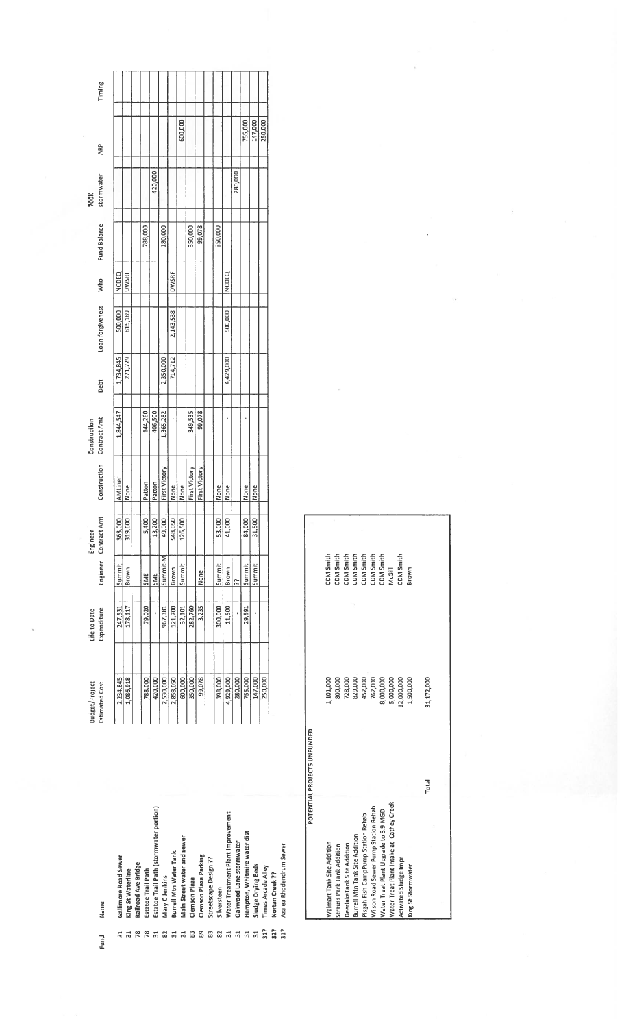| Fund | Name | Budget/Project Estimated Cost | Life to Date Expenditure | Engineer | Engineer Contract Amt | Construction | Construction Contract Amt | Debt | Loan forgiveness | Who | Fund Balance | 700K stormwater | ARP | Timing |
|---|---|---|---|---|---|---|---|---|---|---|---|---|---|---|
| 31 | Gallimore Road Sewer | 2,234,845 | 247,531 | Summit | 363,000 | AMLiner | 1,844,547 | 1,734,845 | 500,000 | NCDEQ | | | | |
| 31 | King St Waterline | 1,086,918 | 178,117 | Brown | 319,600 | None | | 271,729 | 815,189 | DWSRF | | | | |
| 78 | Railroad Ave Bridge | | | | | | | | | | | | | |
| 78 | Estatoe Trail Path | 788,000 | 79,020 | SME | 5,400 | Patton | 144,260 | | | | 788,000 | | | |
| 31 | Estatoe Trail Path (stormwater portion) | 420,000 | - | SME | 13,200 | Patton | 406,500 | | | | | 420,000 | | |
| 82 | Mary C Jenkins | 2,530,000 | 967,381 | Summit-M | 49,000 | First Victory | 1,365,282 | 2,350,000 | | | 180,000 | | | |
| 31 | Burrell Mtn Water Tank | 2,858,050 | 121,700 | Brown | 548,050 | None | - | 714,712 | 2,143,538 | DWSRF | | | | |
| 31 | Main Street water and sewer | 600,000 | 32,101 | Summit | 126,500 | None | | | | | | | 600,000 | |
| 83 | Clemson Plaza | 350,000 | 282,760 | | | First Victory | 349,535 | | | | 350,000 | | | |
| 89 | Clemson Plaza Parking | 99,078 | 3,235 | None | | First Victory | 99,078 | | | | 99,078 | | | |
| 83 | Streetscape Design ?? | | | | | | | | | | | | | |
| 82 | Silversteen | 398,000 | 300,000 | Summit | 53,000 | None | | | | | 350,000 | | | |
| 31 | Water Treatment Plant Improvement | 4,929,000 | 11,500 | Brown | 41,000 | None | - | 4,429,000 | 500,000 | NCDEQ | | | | |
| 31 | Oakwood Lane stormwater | 280,000 | - | ?? | | | | | | | | 280,000 | | |
| 31 | Hampton, Whitmire water dist | 755,000 | 29,591 | Brown | 84,000 | None | - | | | | | | 755,000 | |
| 31 | Sludge Drying Beds | 147,000 | - | Summit | 31,500 | None | | | | | | | 147,000 | |
| 31? | Times Arcade Alley | 250,000 | | | | | | | | | | | 250,000 | |
| 82? | Nortan Creek ?? | | | | | | | | | | | | | |
| 31? | Azalea Rhodendrum Sewer | | | | | | | | | | | | | |

| POTENTIAL PROJECTS UNFUNDED | | |
|---|---|---|
| Walmart Tank Site Addition | 1,101,000 | CDM Smith |
| Strauss Park Tank Addition | 800,000 | CDM Smith |
| DeerlakeTank Site Addition | 728,000 | CDM Smith |
| Burrell Mtn Tank Site Addition | 829,000 | CDM Smith |
| Pisgah Fish Camp Pump Station Rehab | 452,000 | CDM Smith |
| Wilson Road Sewer Pump Station Rehab | 762,000 | CDM Smith |
| Water Treat Plant Upgrade to 3.9 MGD | 8,000,000 | CDM Smith |
| Water Treat Plant Intake at Cathey Creek | 5,000,000 | McGill |
| Activated Sludge Impr | 12,000,000 | CDM Smith |
| King St Stormwater | 1,500,000 | Brown |
| Total | 31,172,000 | |